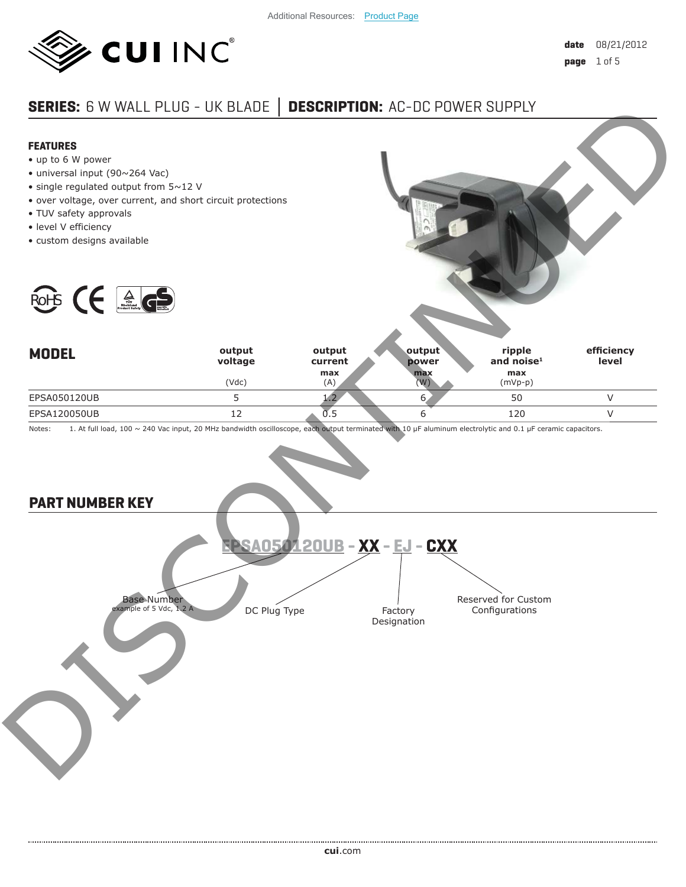Additional Resources: Product Page

date 08/21/2012

# SERIES: 6 W WALL PLUG - UK BLADE | DESCRIPTION: AC-DC POWER SUPPLY

DISCONTINUED

## FEATURES

- up to 6 W power
- universal input (90~264 Vac)
- single regulated output from 5~12 V
- over voltage, over current, and short circuit protections
- TUV safety approvals
- level V efficiency
- custom designs available

## MODEL

| MODEL | output voltage (Vdc) | output current max (A) | output power max (W) | ripple and noise[1] max (mVp-p) | efficiency level |
|---|---|---|---|---|---|
| EPSA050120UB | 5 | 1.2 | 6 | 50 | V |
| EPSA120050UB | 12 | 0.5 | 6 | 120 | V |

Notes: 1. At full load, 100 ~ 240 Vac input, 20 MHz bandwidth oscilloscope, each output terminated with 10 μF aluminum electrolytic and 0.1 μF ceramic capacitors.

## PART NUMBER KEY

**EPSA050120UB - XX - EJ - CXX**

- EPSA050120UB: Base Number (example of 5 Vdc, 1.2 A)
- XX: DC Plug Type
- EJ: Factory Designation
- CXX: Reserved for Custom Configurations

cui.com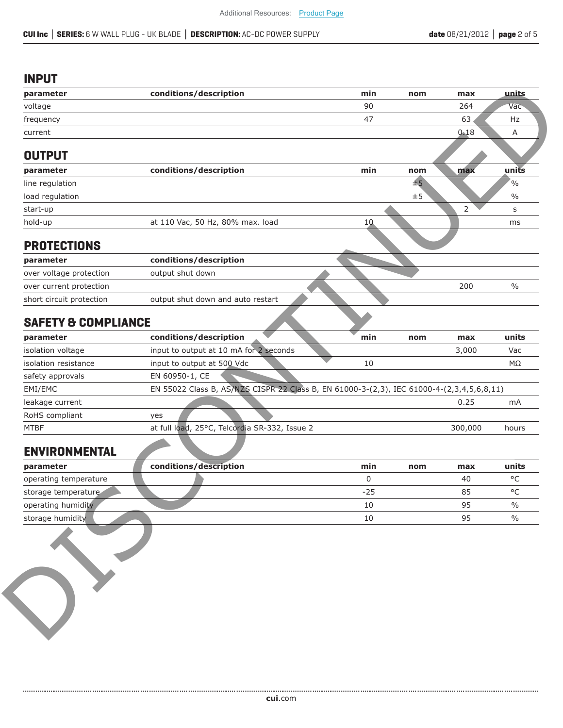## INPUT

| parameter | conditions/description | min | nom | max | units |
|---|---|---|---|---|---|
| voltage | | 90 | | 264 | Vac |
| frequency | | 47 | | 63 | Hz |
| current | | | | 0.18 | A |

## OUTPUT

| parameter | conditions/description | min | nom | max | units |
|---|---|---|---|---|---|
| line regulation | | | ±5 | | % |
| load regulation | | | ±5 | | % |
| start-up | | | | 2 | s |
| hold-up | at 110 Vac, 50 Hz, 80% max. load | 10 | | | ms |

## PROTECTIONS

| parameter | conditions/description | min | nom | max | units |
|---|---|---|---|---|---|
| over voltage protection | output shut down | | | | |
| over current protection | | | | 200 | % |
| short circuit protection | output shut down and auto restart | | | | |

## SAFETY & COMPLIANCE

| parameter | conditions/description | min | nom | max | units |
|---|---|---|---|---|---|
| isolation voltage | input to output at 10 mA for 2 seconds | | | 3,000 | Vac |
| isolation resistance | input to output at 500 Vdc | 10 | | | MΩ |
| safety approvals | EN 60950-1, CE | | | | |
| EMI/EMC | EN 55022 Class B, AS/NZS CISPR 22 Class B, EN 61000-3-(2,3), IEC 61000-4-(2,3,4,5,6,8,11) | | | | |
| leakage current | | | | 0.25 | mA |
| RoHS compliant | yes | | | | |
| MTBF | at full load, 25°C, Telcordia SR-332, Issue 2 | | | 300,000 | hours |

## ENVIRONMENTAL

| parameter | conditions/description | min | nom | max | units |
|---|---|---|---|---|---|
| operating temperature | | 0 | | 40 | °C |
| storage temperature | | -25 | | 85 | °C |
| operating humidity | | 10 | | 95 | % |
| storage humidity | | 10 | | 95 | % |

DISCONTINUED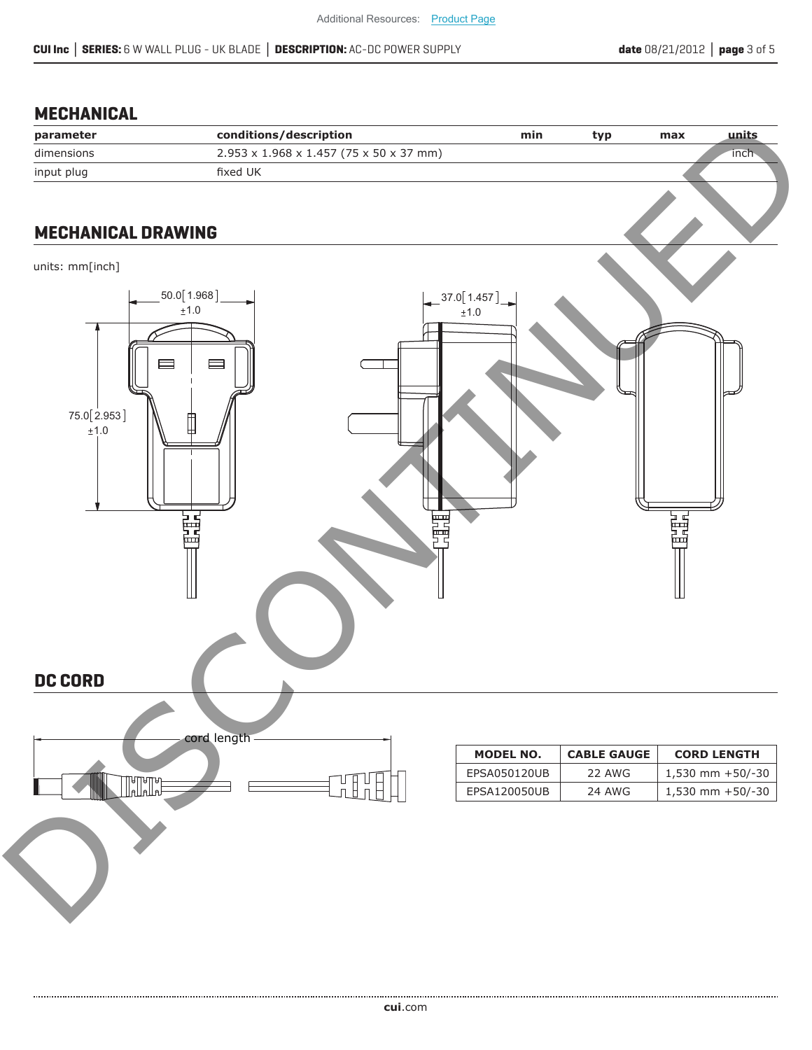Additional Resources: Product Page

## MECHANICAL

| parameter | conditions/description | min | typ | max | units |
|---|---|---|---|---|---|
| dimensions | 2.953 x 1.968 x 1.457 (75 x 50 x 37 mm) | | | | inch |
| input plug | fixed UK | | | | |

## MECHANICAL DRAWING

units: mm[inch]

50.0[1.968] ±1.0

37.0[1.457] ±1.0

75.0[2.953] ±1.0

## DC CORD

cord length

| MODEL NO. | CABLE GAUGE | CORD LENGTH |
|---|---|---|
| EPSA050120UB | 22 AWG | 1,530 mm +50/-30 |
| EPSA120050UB | 24 AWG | 1,530 mm +50/-30 |

DISCONTINUED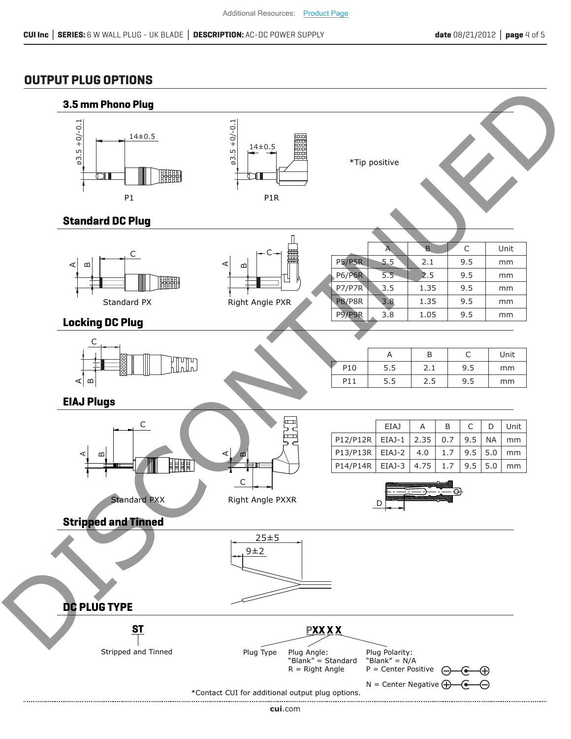Additional Resources: Product Page

## OUTPUT PLUG OPTIONS

### 3.5 mm Phono Plug

ø3.5 +0/-0.1 14±0.5

P1

ø3.5 +0/-0.1 14±0.5

P1R

*Tip positive

### Standard DC Plug

Standard PX

Right Angle PXR

| | A | B | C | Unit |
|---|---|---|---|---|
| P5/P5R | 5.5 | 2.1 | 9.5 | mm |
| P6/P6R | 5.5 | 2.5 | 9.5 | mm |
| P7/P7R | 3.5 | 1.35 | 9.5 | mm |
| P8/P8R | 3.8 | 1.35 | 9.5 | mm |
| P9/P9R | 3.8 | 1.05 | 9.5 | mm |

### Locking DC Plug

| | A | B | C | Unit |
|---|---|---|---|---|
| P10 | 5.5 | 2.1 | 9.5 | mm |
| P11 | 5.5 | 2.5 | 9.5 | mm |

### EIAJ Plugs

Standard PXX

Right Angle PXXR

| | EIAJ | A | B | C | D | Unit |
|---|---|---|---|---|---|---|
| P12/P12R | EIAJ-1 | 2.35 | 0.7 | 9.5 | NA | mm |
| P13/P13R | EIAJ-2 | 4.0 | 1.7 | 9.5 | 5.0 | mm |
| P14/P14R | EIAJ-3 | 4.75 | 1.7 | 9.5 | 5.0 | mm |

### Stripped and Tinned

25±5

9±2

## DC PLUG TYPE

**ST**

Stripped and Tinned

**PXX X X**

Plug Type

Plug Angle:
"Blank" = Standard
R = Right Angle

Plug Polarity:
"Blank" = N/A
P = Center Positive
N = Center Negative

*Contact CUI for additional output plug options.

DISCONTINUED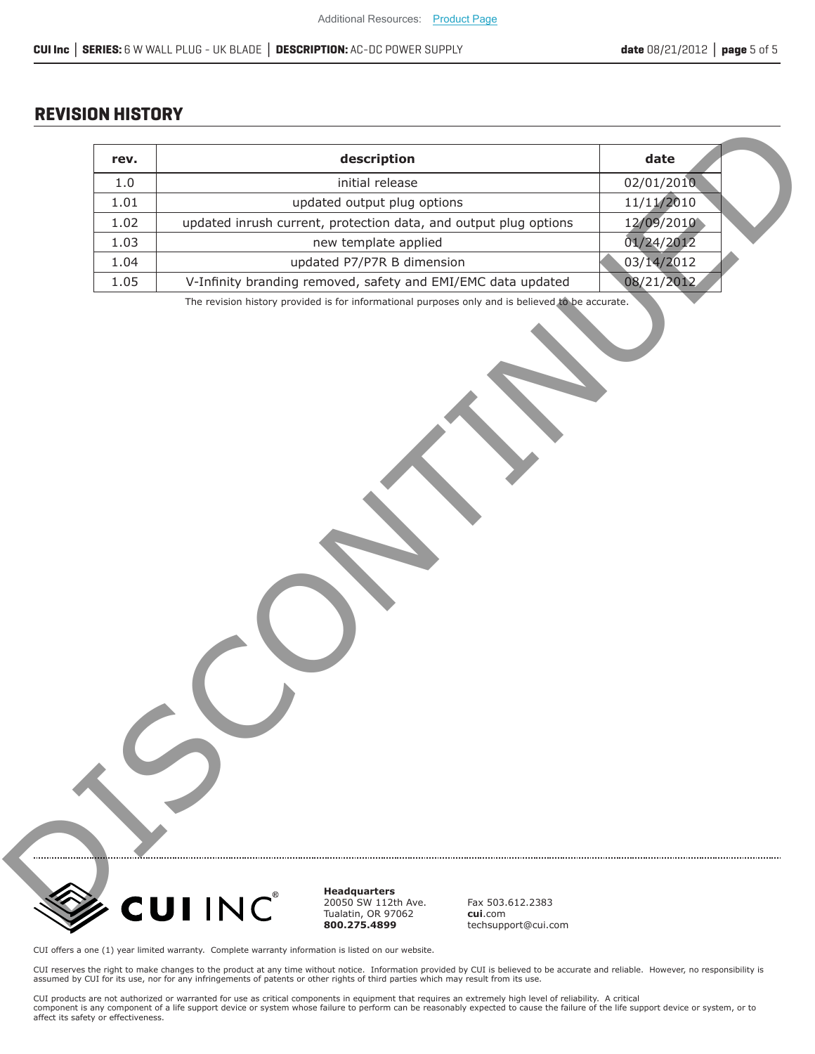## REVISION HISTORY

| rev. | description | date |
|---|---|---|
| 1.0 | initial release | 02/01/2010 |
| 1.01 | updated output plug options | 11/11/2010 |
| 1.02 | updated inrush current, protection data, and output plug options | 12/09/2010 |
| 1.03 | new template applied | 01/24/2012 |
| 1.04 | updated P7/P7R B dimension | 03/14/2012 |
| 1.05 | V-Infinity branding removed, safety and EMI/EMC data updated | 08/21/2012 |

The revision history provided is for informational purposes only and is believed to be accurate.

DISCONTINUED

**Headquarters**
20050 SW 112th Ave.
Tualatin, OR 97062
**800.275.4899**

Fax 503.612.2383
**cui**.com
techsupport@cui.com

CUI offers a one (1) year limited warranty. Complete warranty information is listed on our website.

CUI reserves the right to make changes to the product at any time without notice. Information provided by CUI is believed to be accurate and reliable. However, no responsibility is assumed by CUI for its use, nor for any infringements of patents or other rights of third parties which may result from its use.

CUI products are not authorized or warranted for use as critical components in equipment that requires an extremely high level of reliability. A critical component is any component of a life support device or system whose failure to perform can be reasonably expected to cause the failure of the life support device or system, or to affect its safety or effectiveness.